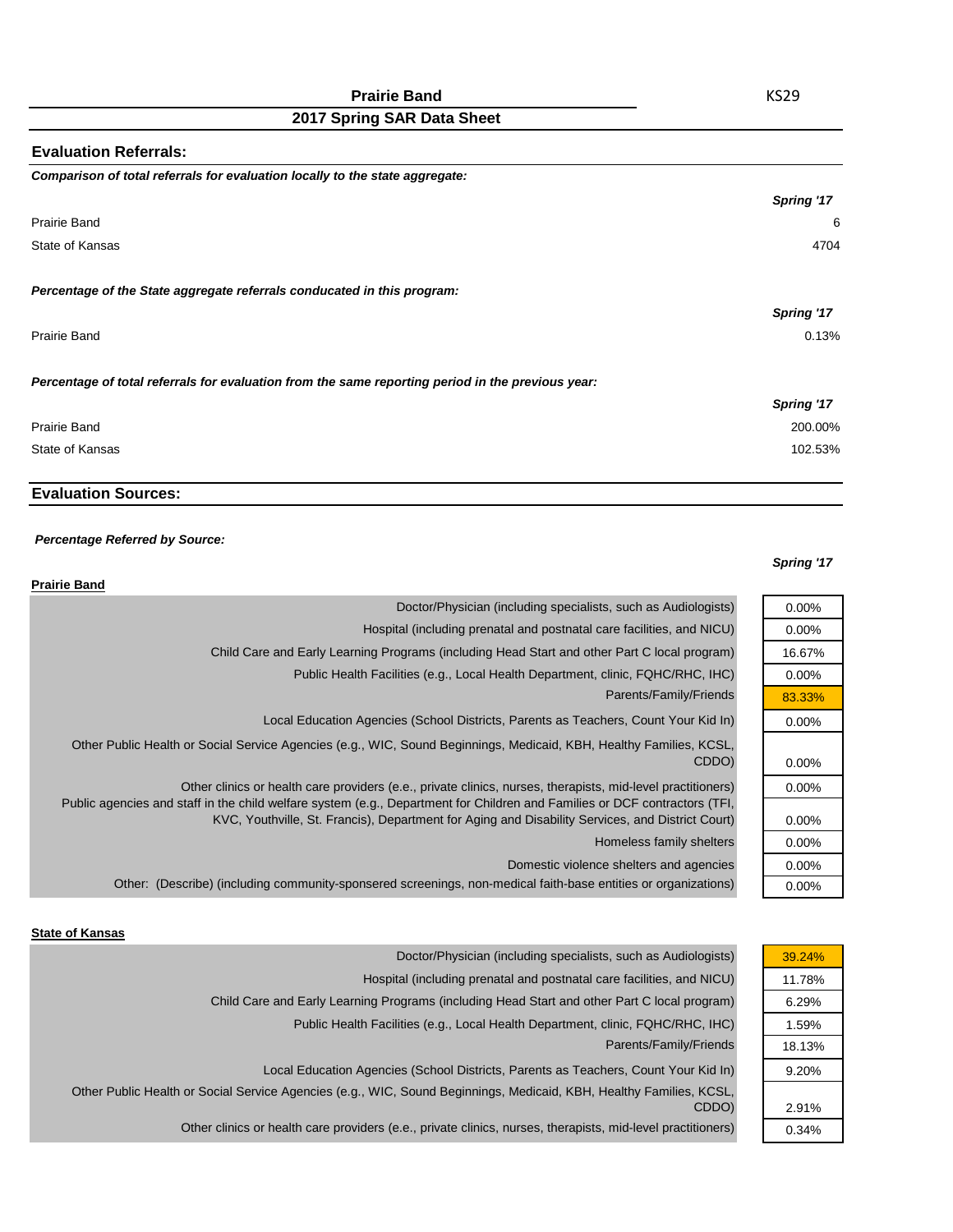# Prairie Band

## 2017 Spring SAR Data Sheet

KS29

### Evaluation Referrals:

***Comparison of total referrals for evaluation locally to the state aggregate:***

| | *Spring '17* |
|---|---|
| Prairie Band | 6 |
| State of Kansas | 4704 |

***Percentage of the State aggregate referrals conducated in this program:***

| | *Spring '17* |
|---|---|
| Prairie Band | 0.13% |

***Percentage of total referrals for evaluation from the same reporting period in the previous year:***

| | *Spring '17* |
|---|---|
| Prairie Band | 200.00% |
| State of Kansas | 102.53% |

### Evaluation Sources:

***Percentage Referred by Source:***

**Prairie Band**

| | *Spring '17* |
|---|---|
| Doctor/Physician (including specialists, such as Audiologists) | 0.00% |
| Hospital (including prenatal and postnatal care facilities, and NICU) | 0.00% |
| Child Care and Early Learning Programs (including Head Start and other Part C local program) | 16.67% |
| Public Health Facilities (e.g., Local Health Department, clinic, FQHC/RHC, IHC) | 0.00% |
| Parents/Family/Friends | 83.33% |
| Local Education Agencies (School Districts, Parents as Teachers, Count Your Kid In) | 0.00% |
| Other Public Health or Social Service Agencies (e.g., WIC, Sound Beginnings, Medicaid, KBH, Healthy Families, KCSL, CDDO) | 0.00% |
| Other clinics or health care providers (e.e., private clinics, nurses, therapists, mid-level practitioners) | 0.00% |
| Public agencies and staff in the child welfare system (e.g., Department for Children and Families or DCF contractors (TFI, KVC, Youthville, St. Francis), Department for Aging and Disability Services, and District Court) | 0.00% |
| Homeless family shelters | 0.00% |
| Domestic violence shelters and agencies | 0.00% |
| Other: (Describe) (including community-sponsered screenings, non-medical faith-base entities or organizations) | 0.00% |

**State of Kansas**

| | *Spring '17* |
|---|---|
| Doctor/Physician (including specialists, such as Audiologists) | 39.24% |
| Hospital (including prenatal and postnatal care facilities, and NICU) | 11.78% |
| Child Care and Early Learning Programs (including Head Start and other Part C local program) | 6.29% |
| Public Health Facilities (e.g., Local Health Department, clinic, FQHC/RHC, IHC) | 1.59% |
| Parents/Family/Friends | 18.13% |
| Local Education Agencies (School Districts, Parents as Teachers, Count Your Kid In) | 9.20% |
| Other Public Health or Social Service Agencies (e.g., WIC, Sound Beginnings, Medicaid, KBH, Healthy Families, KCSL, CDDO) | 2.91% |
| Other clinics or health care providers (e.e., private clinics, nurses, therapists, mid-level practitioners) | 0.34% |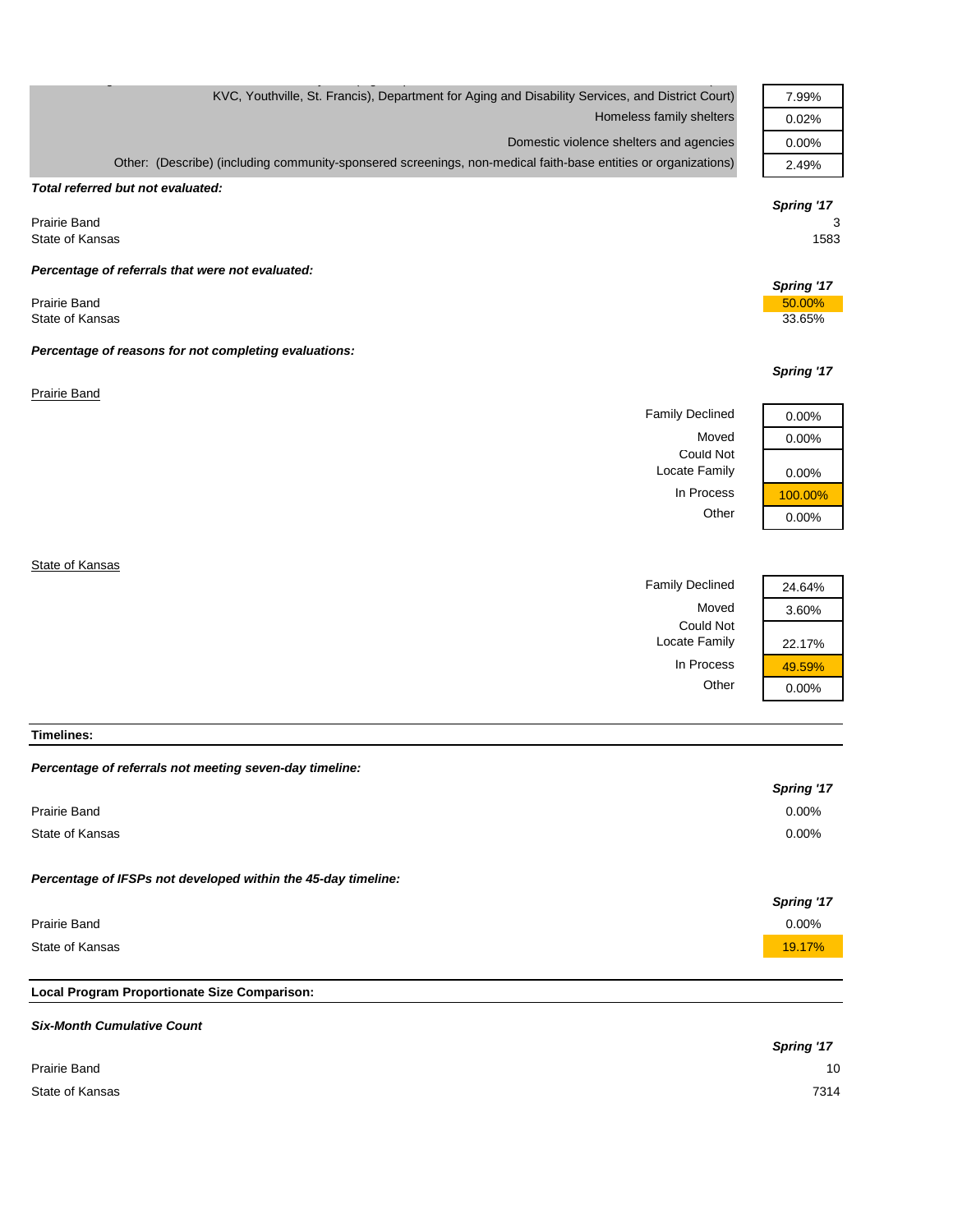| | |
|---|---|
| KVC, Youthville, St. Francis), Department for Aging and Disability Services, and District Court) | 7.99% |
| Homeless family shelters | 0.02% |
| Domestic violence shelters and agencies | 0.00% |
| Other: (Describe) (including community-sponsered screenings, non-medical faith-base entities or organizations) | 2.49% |

***Total referred but not evaluated:***

| | Spring '17 |
|---|---|
| Prairie Band | 3 |
| State of Kansas | 1583 |

***Percentage of referrals that were not evaluated:***

| | Spring '17 |
|---|---|
| Prairie Band | 50.00% |
| State of Kansas | 33.65% |

***Percentage of reasons for not completing evaluations:***

Prairie Band

| | Spring '17 |
|---|---|
| Family Declined | 0.00% |
| Moved | 0.00% |
| Could Not Locate Family | 0.00% |
| In Process | 100.00% |
| Other | 0.00% |

State of Kansas

| | Spring '17 |
|---|---|
| Family Declined | 24.64% |
| Moved | 3.60% |
| Could Not Locate Family | 22.17% |
| In Process | 49.59% |
| Other | 0.00% |

**Timelines:**

***Percentage of referrals not meeting seven-day timeline:***

| | Spring '17 |
|---|---|
| Prairie Band | 0.00% |
| State of Kansas | 0.00% |

***Percentage of IFSPs not developed within the 45-day timeline:***

| | Spring '17 |
|---|---|
| Prairie Band | 0.00% |
| State of Kansas | 19.17% |

**Local Program Proportionate Size Comparison:**

***Six-Month Cumulative Count***

| | Spring '17 |
|---|---|
| Prairie Band | 10 |
| State of Kansas | 7314 |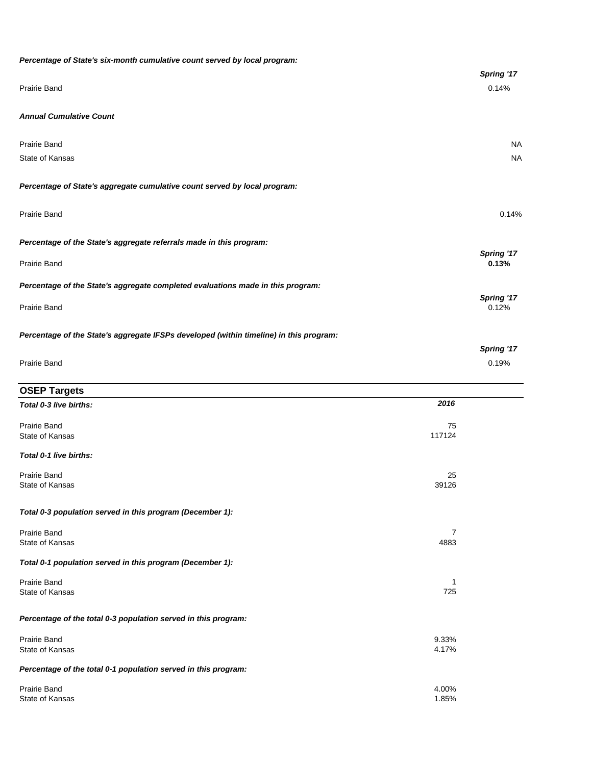***Percentage of State's six-month cumulative count served by local program:***

| | *Spring '17* |
|---|---|
| Prairie Band | 0.14% |

***Annual Cumulative Count***

| | |
|---|---|
| Prairie Band | NA |
| State of Kansas | NA |

***Percentage of State's aggregate cumulative count served by local program:***

| | |
|---|---|
| Prairie Band | 0.14% |

***Percentage of the State's aggregate referrals made in this program:***

| | *Spring '17* |
|---|---|
| Prairie Band | **0.13%** |

***Percentage of the State's aggregate completed evaluations made in this program:***

| | *Spring '17* |
|---|---|
| Prairie Band | 0.12% |

***Percentage of the State's aggregate IFSPs developed (within timeline) in this program:***

| | *Spring '17* |
|---|---|
| Prairie Band | 0.19% |

## OSEP Targets

| ***Total 0-3 live births:*** | ***2016*** |
|---|---|
| Prairie Band | 75 |
| State of Kansas | 117124 |

***Total 0-1 live births:***

| | |
|---|---|
| Prairie Band | 25 |
| State of Kansas | 39126 |

***Total 0-3 population served in this program (December 1):***

| | |
|---|---|
| Prairie Band | 7 |
| State of Kansas | 4883 |

***Total 0-1 population served in this program (December 1):***

| | |
|---|---|
| Prairie Band | 1 |
| State of Kansas | 725 |

***Percentage of the total 0-3 population served in this program:***

| | |
|---|---|
| Prairie Band | 9.33% |
| State of Kansas | 4.17% |

***Percentage of the total 0-1 population served in this program:***

| | |
|---|---|
| Prairie Band | 4.00% |
| State of Kansas | 1.85% |